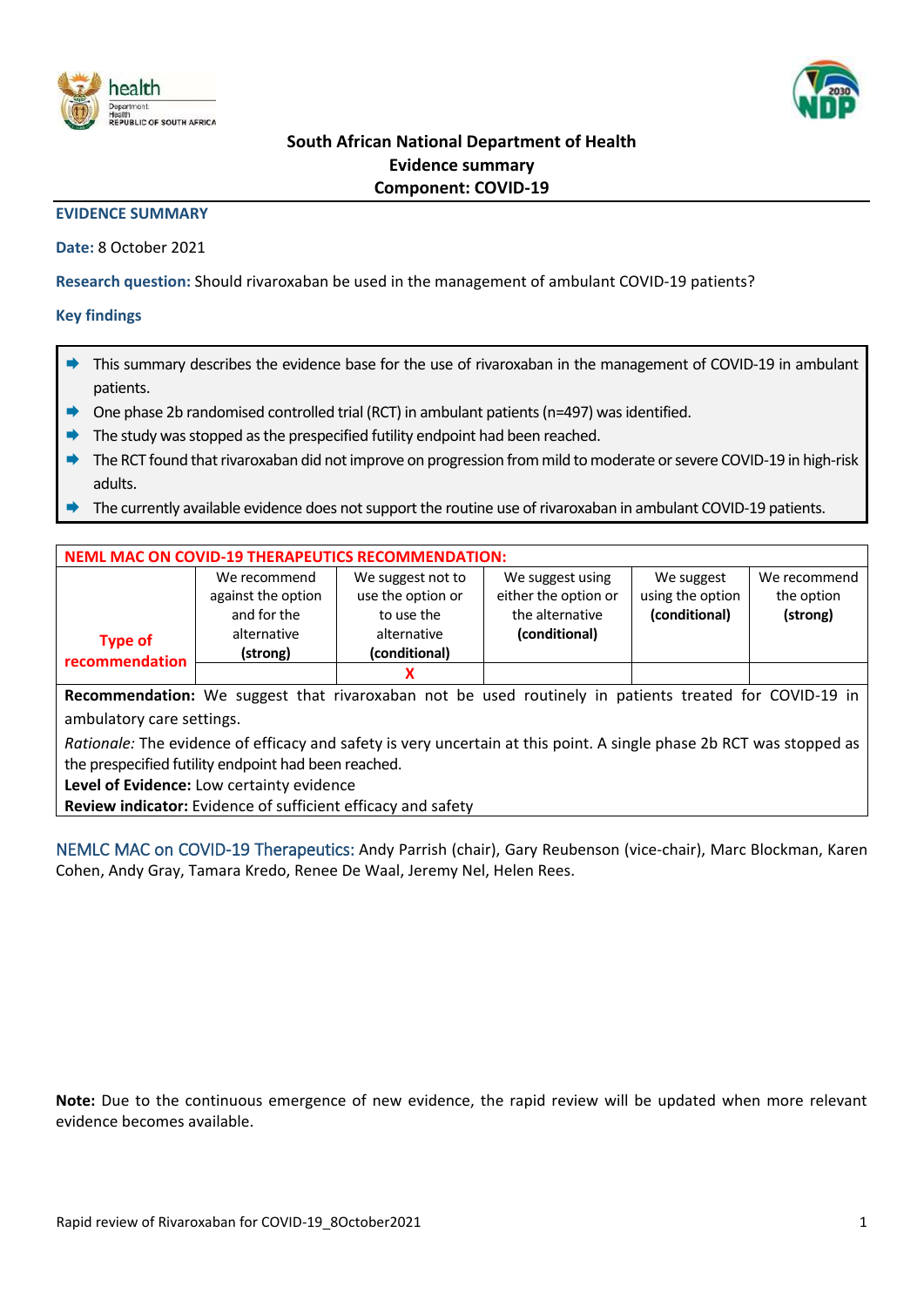# South African National Department of Health
## Evidence summary
## Component: COVID-19

**EVIDENCE SUMMARY**

**Date:** 8 October 2021

**Research question:** Should rivaroxaban be used in the management of ambulant COVID-19 patients?

**Key findings**

- This summary describes the evidence base for the use of rivaroxaban in the management of COVID-19 in ambulant patients.
- One phase 2b randomised controlled trial (RCT) in ambulant patients (n=497) was identified.
- The study was stopped as the prespecified futility endpoint had been reached.
- The RCT found that rivaroxaban did not improve on progression from mild to moderate or severe COVID-19 in high-risk adults.
- The currently available evidence does not support the routine use of rivaroxaban in ambulant COVID-19 patients.

**NEML MAC ON COVID-19 THERAPEUTICS RECOMMENDATION:**

| Type of recommendation | We recommend against the option and for the alternative **(strong)** | We suggest not to use the option or to use the alternative **(conditional)** | We suggest using either the option or the alternative **(conditional)** | We suggest using the option **(conditional)** | We recommend the option **(strong)** |
|---|---|---|---|---|---|
| | | X | | | |

**Recommendation:** We suggest that rivaroxaban not be used routinely in patients treated for COVID-19 in ambulatory care settings.

*Rationale:* The evidence of efficacy and safety is very uncertain at this point. A single phase 2b RCT was stopped as the prespecified futility endpoint had been reached.

**Level of Evidence:** Low certainty evidence

**Review indicator:** Evidence of sufficient efficacy and safety

NEMLC MAC on COVID-19 Therapeutics: Andy Parrish (chair), Gary Reubenson (vice-chair), Marc Blockman, Karen Cohen, Andy Gray, Tamara Kredo, Renee De Waal, Jeremy Nel, Helen Rees.

**Note:** Due to the continuous emergence of new evidence, the rapid review will be updated when more relevant evidence becomes available.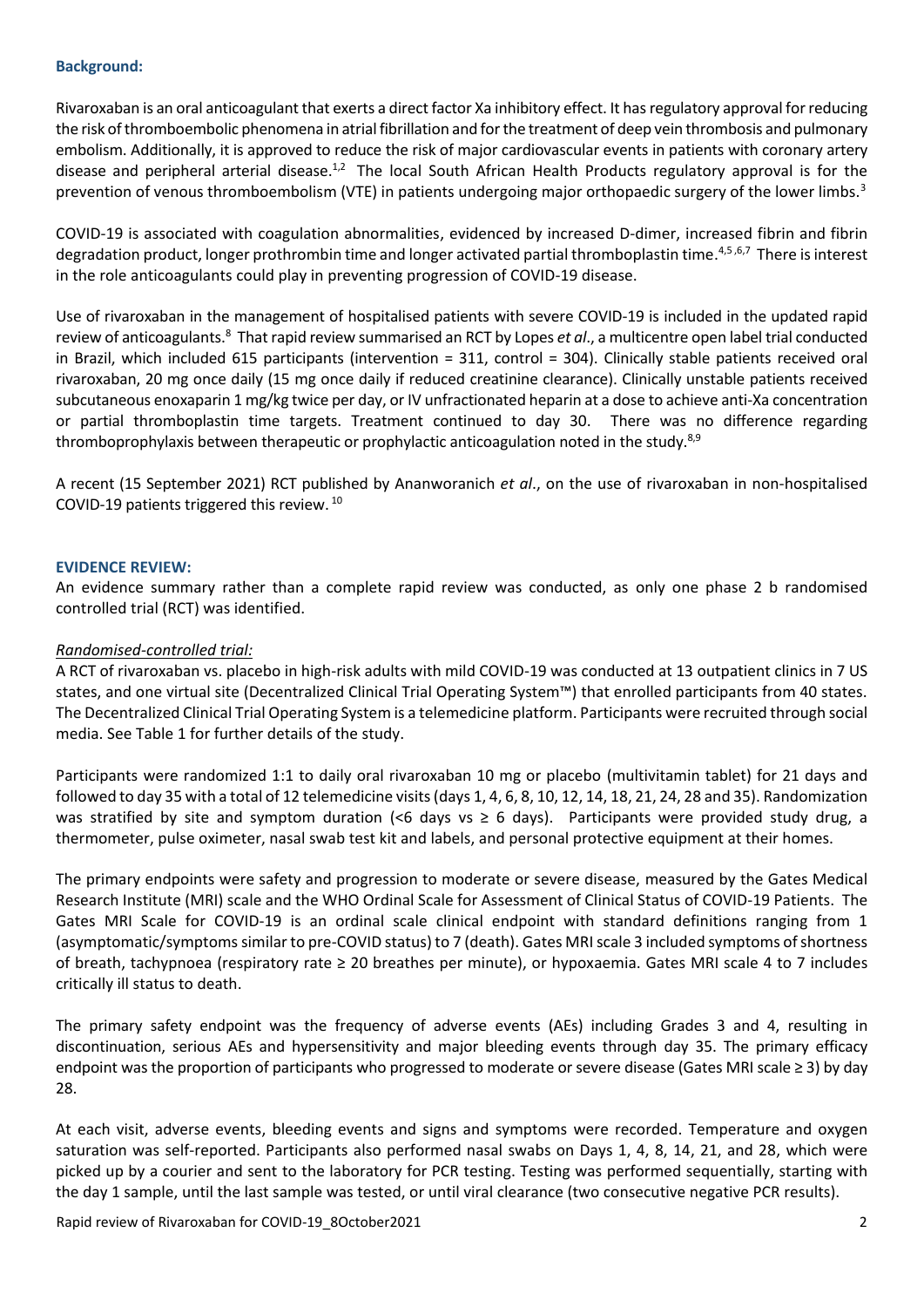## Background:

Rivaroxaban is an oral anticoagulant that exerts a direct factor Xa inhibitory effect. It has regulatory approval for reducing the risk of thromboembolic phenomena in atrial fibrillation and for the treatment of deep vein thrombosis and pulmonary embolism. Additionally, it is approved to reduce the risk of major cardiovascular events in patients with coronary artery disease and peripheral arterial disease.[1,2] The local South African Health Products regulatory approval is for the prevention of venous thromboembolism (VTE) in patients undergoing major orthopaedic surgery of the lower limbs.[3]

COVID-19 is associated with coagulation abnormalities, evidenced by increased D-dimer, increased fibrin and fibrin degradation product, longer prothrombin time and longer activated partial thromboplastin time.[4,5,6,7] There is interest in the role anticoagulants could play in preventing progression of COVID-19 disease.

Use of rivaroxaban in the management of hospitalised patients with severe COVID-19 is included in the updated rapid review of anticoagulants.[8] That rapid review summarised an RCT by Lopes *et al*., a multicentre open label trial conducted in Brazil, which included 615 participants (intervention = 311, control = 304). Clinically stable patients received oral rivaroxaban, 20 mg once daily (15 mg once daily if reduced creatinine clearance). Clinically unstable patients received subcutaneous enoxaparin 1 mg/kg twice per day, or IV unfractionated heparin at a dose to achieve anti-Xa concentration or partial thromboplastin time targets. Treatment continued to day 30. There was no difference regarding thromboprophylaxis between therapeutic or prophylactic anticoagulation noted in the study.[8,9]

A recent (15 September 2021) RCT published by Ananworanich *et al*., on the use of rivaroxaban in non-hospitalised COVID-19 patients triggered this review.[10]

## EVIDENCE REVIEW:

An evidence summary rather than a complete rapid review was conducted, as only one phase 2 b randomised controlled trial (RCT) was identified.

### *Randomised-controlled trial:*

A RCT of rivaroxaban vs. placebo in high-risk adults with mild COVID-19 was conducted at 13 outpatient clinics in 7 US states, and one virtual site (Decentralized Clinical Trial Operating System™) that enrolled participants from 40 states. The Decentralized Clinical Trial Operating System is a telemedicine platform. Participants were recruited through social media. See Table 1 for further details of the study.

Participants were randomized 1:1 to daily oral rivaroxaban 10 mg or placebo (multivitamin tablet) for 21 days and followed to day 35 with a total of 12 telemedicine visits (days 1, 4, 6, 8, 10, 12, 14, 18, 21, 24, 28 and 35). Randomization was stratified by site and symptom duration (<6 days vs ≥ 6 days). Participants were provided study drug, a thermometer, pulse oximeter, nasal swab test kit and labels, and personal protective equipment at their homes.

The primary endpoints were safety and progression to moderate or severe disease, measured by the Gates Medical Research Institute (MRI) scale and the WHO Ordinal Scale for Assessment of Clinical Status of COVID-19 Patients. The Gates MRI Scale for COVID-19 is an ordinal scale clinical endpoint with standard definitions ranging from 1 (asymptomatic/symptoms similar to pre-COVID status) to 7 (death). Gates MRI scale 3 included symptoms of shortness of breath, tachypnoea (respiratory rate ≥ 20 breathes per minute), or hypoxaemia. Gates MRI scale 4 to 7 includes critically ill status to death.

The primary safety endpoint was the frequency of adverse events (AEs) including Grades 3 and 4, resulting in discontinuation, serious AEs and hypersensitivity and major bleeding events through day 35. The primary efficacy endpoint was the proportion of participants who progressed to moderate or severe disease (Gates MRI scale ≥ 3) by day 28.

At each visit, adverse events, bleeding events and signs and symptoms were recorded. Temperature and oxygen saturation was self-reported. Participants also performed nasal swabs on Days 1, 4, 8, 14, 21, and 28, which were picked up by a courier and sent to the laboratory for PCR testing. Testing was performed sequentially, starting with the day 1 sample, until the last sample was tested, or until viral clearance (two consecutive negative PCR results).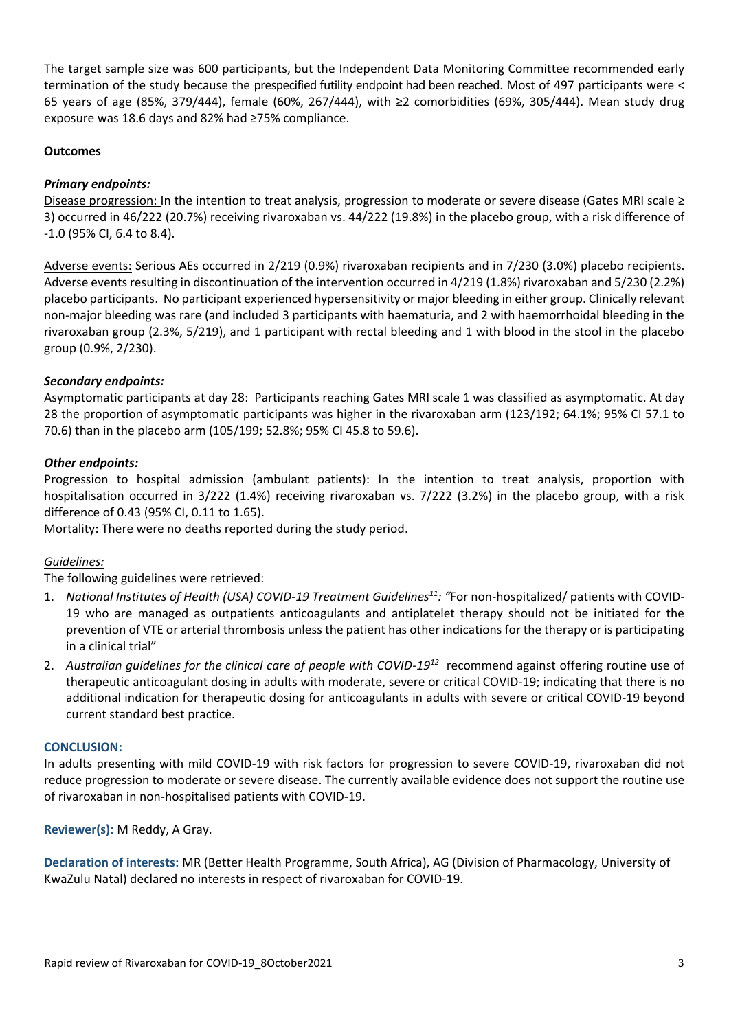The target sample size was 600 participants, but the Independent Data Monitoring Committee recommended early termination of the study because the prespecified futility endpoint had been reached. Most of 497 participants were < 65 years of age (85%, 379/444), female (60%, 267/444), with ≥2 comorbidities (69%, 305/444). Mean study drug exposure was 18.6 days and 82% had ≥75% compliance.

**Outcomes**

***Primary endpoints:***

Disease progression: In the intention to treat analysis, progression to moderate or severe disease (Gates MRI scale ≥ 3) occurred in 46/222 (20.7%) receiving rivaroxaban vs. 44/222 (19.8%) in the placebo group, with a risk difference of -1.0 (95% CI, 6.4 to 8.4).

Adverse events: Serious AEs occurred in 2/219 (0.9%) rivaroxaban recipients and in 7/230 (3.0%) placebo recipients. Adverse events resulting in discontinuation of the intervention occurred in 4/219 (1.8%) rivaroxaban and 5/230 (2.2%) placebo participants. No participant experienced hypersensitivity or major bleeding in either group. Clinically relevant non-major bleeding was rare (and included 3 participants with haematuria, and 2 with haemorrhoidal bleeding in the rivaroxaban group (2.3%, 5/219), and 1 participant with rectal bleeding and 1 with blood in the stool in the placebo group (0.9%, 2/230).

***Secondary endpoints:***

Asymptomatic participants at day 28: Participants reaching Gates MRI scale 1 was classified as asymptomatic. At day 28 the proportion of asymptomatic participants was higher in the rivaroxaban arm (123/192; 64.1%; 95% CI 57.1 to 70.6) than in the placebo arm (105/199; 52.8%; 95% CI 45.8 to 59.6).

***Other endpoints:***

Progression to hospital admission (ambulant patients): In the intention to treat analysis, proportion with hospitalisation occurred in 3/222 (1.4%) receiving rivaroxaban vs. 7/222 (3.2%) in the placebo group, with a risk difference of 0.43 (95% CI, 0.11 to 1.65).

Mortality: There were no deaths reported during the study period.

*Guidelines:*

The following guidelines were retrieved:

1. *National Institutes of Health (USA) COVID-19 Treatment Guidelines[11]: "*For non-hospitalized/ patients with COVID-19 who are managed as outpatients anticoagulants and antiplatelet therapy should not be initiated for the prevention of VTE or arterial thrombosis unless the patient has other indications for the therapy or is participating in a clinical trial"
2. *Australian guidelines for the clinical care of people with COVID-19[12]* recommend against offering routine use of therapeutic anticoagulant dosing in adults with moderate, severe or critical COVID-19; indicating that there is no additional indication for therapeutic dosing for anticoagulants in adults with severe or critical COVID-19 beyond current standard best practice.

**CONCLUSION:**

In adults presenting with mild COVID-19 with risk factors for progression to severe COVID-19, rivaroxaban did not reduce progression to moderate or severe disease. The currently available evidence does not support the routine use of rivaroxaban in non-hospitalised patients with COVID-19.

**Reviewer(s):** M Reddy, A Gray.

**Declaration of interests:** MR (Better Health Programme, South Africa), AG (Division of Pharmacology, University of KwaZulu Natal) declared no interests in respect of rivaroxaban for COVID-19.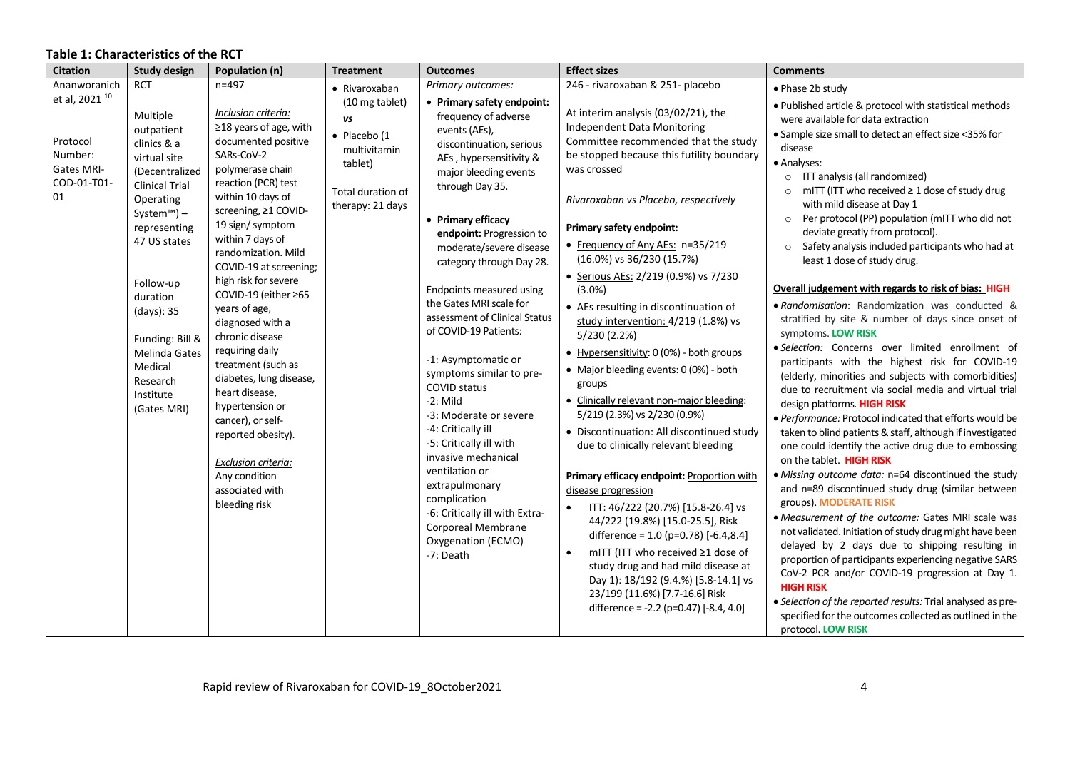**Table 1: Characteristics of the RCT**

| Citation | Study design | Population (n) | Treatment | Outcomes | Effect sizes | Comments |
|---|---|---|---|---|---|---|
| Ananworanich et al, 2021 [10]<br><br>Protocol Number: Gates MRI-COD-01-T01-01 | RCT<br><br>Multiple outpatient clinics & a virtual site (Decentralized Clinical Trial Operating System™) – representing 47 US states<br><br>Follow-up duration (days): 35<br><br>Funding: Bill & Melinda Gates Medical Research Institute (Gates MRI) | n=497<br><br>*Inclusion criteria:*<br>≥18 years of age, with documented positive SARs-CoV-2 polymerase chain reaction (PCR) test within 10 days of screening, ≥1 COVID-19 sign/ symptom within 7 days of randomization. Mild COVID-19 at screening; high risk for severe COVID-19 (either ≥65 years of age, diagnosed with a chronic disease requiring daily treatment (such as diabetes, lung disease, heart disease, hypertension or cancer), or self-reported obesity).<br><br>*Exclusion criteria:*<br>Any condition associated with bleeding risk | • Rivaroxaban (10 mg tablet)<br>*vs*<br>• Placebo (1 multivitamin tablet)<br><br>Total duration of therapy: 21 days | *Primary outcomes:*<br>• **Primary safety endpoint:** frequency of adverse events (AEs), discontinuation, serious AEs , hypersensitivity & major bleeding events through Day 35.<br><br>• **Primary efficacy endpoint:** Progression to moderate/severe disease category through Day 28.<br><br>Endpoints measured using the Gates MRI scale for assessment of Clinical Status of COVID-19 Patients:<br><br>-1: Asymptomatic or symptoms similar to pre-COVID status<br>-2: Mild<br>-3: Moderate or severe<br>-4: Critically ill<br>-5: Critically ill with invasive mechanical ventilation or extrapulmonary complication<br>-6: Critically ill with Extra-Corporeal Membrane Oxygenation (ECMO)<br>-7: Death | 246 - rivaroxaban & 251- placebo<br><br>At interim analysis (03/02/21), the Independent Data Monitoring Committee recommended that the study be stopped because this futility boundary was crossed<br><br>*Rivaroxaban vs Placebo, respectively*<br><br>**Primary safety endpoint:**<br>• Frequency of Any AEs: n=35/219 (16.0%) vs 36/230 (15.7%)<br>• Serious AEs: 2/219 (0.9%) vs 7/230 (3.0%)<br>• AEs resulting in discontinuation of study intervention: 4/219 (1.8%) vs 5/230 (2.2%)<br>• Hypersensitivity: 0 (0%) - both groups<br>• Major bleeding events: 0 (0%) - both groups<br>• Clinically relevant non-major bleeding: 5/219 (2.3%) vs 2/230 (0.9%)<br>• Discontinuation: All discontinued study due to clinically relevant bleeding<br><br>**Primary efficacy endpoint:** Proportion with disease progression<br>• ITT: 46/222 (20.7%) [15.8-26.4] vs 44/222 (19.8%) [15.0-25.5], Risk difference = 1.0 (p=0.78) [-6.4,8.4]<br>• mITT (ITT who received ≥1 dose of study drug and had mild disease at Day 1): 18/192 (9.4%) [5.8-14.1] vs 23/199 (11.6%) [7.7-16.6] Risk difference = -2.2 (p=0.47) [-8.4, 4.0] | • Phase 2b study<br>• Published article & protocol with statistical methods were available for data extraction<br>• Sample size small to detect an effect size <35% for disease<br>• Analyses:<br>○ ITT analysis (all randomized)<br>○ mITT (ITT who received ≥ 1 dose of study drug with mild disease at Day 1<br>○ Per protocol (PP) population (mITT who did not deviate greatly from protocol).<br>○ Safety analysis included participants who had at least 1 dose of study drug.<br><br>**Overall judgement with regards to risk of bias: HIGH**<br>• *Randomisation*: Randomization was conducted & stratified by site & number of days since onset of symptoms. **LOW RISK**<br>• *Selection:* Concerns over limited enrollment of participants with the highest risk for COVID-19 (elderly, minorities and subjects with comorbidities) due to recruitment via social media and virtual trial design platforms. **HIGH RISK**<br>• *Performance:* Protocol indicated that efforts would be taken to blind patients & staff, although if investigated one could identify the active drug due to embossing on the tablet. **HIGH RISK**<br>• *Missing outcome data:* n=64 discontinued the study and n=89 discontinued study drug (similar between groups). **MODERATE RISK**<br>• *Measurement of the outcome:* Gates MRI scale was not validated. Initiation of study drug might have been delayed by 2 days due to shipping resulting in proportion of participants experiencing negative SARS CoV-2 PCR and/or COVID-19 progression at Day 1. **HIGH RISK**<br>• *Selection of the reported results:* Trial analysed as pre-specified for the outcomes collected as outlined in the protocol. **LOW RISK** |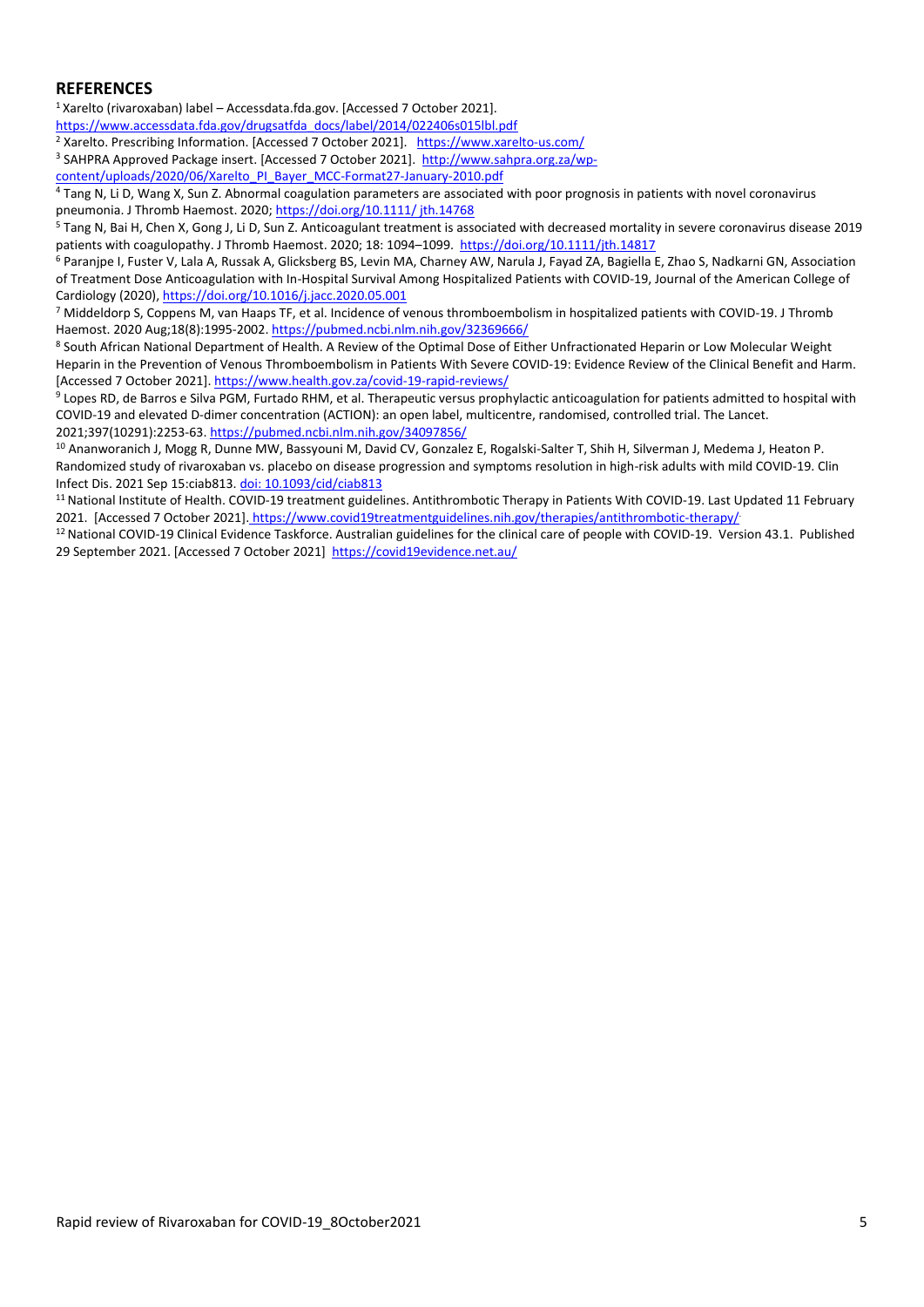## REFERENCES

[1] Xarelto (rivaroxaban) label – Accessdata.fda.gov. [Accessed 7 October 2021]. https://www.accessdata.fda.gov/drugsatfda_docs/label/2014/022406s015lbl.pdf

[2] Xarelto. Prescribing Information. [Accessed 7 October 2021]. https://www.xarelto-us.com/

[3] SAHPRA Approved Package insert. [Accessed 7 October 2021]. http://www.sahpra.org.za/wp-content/uploads/2020/06/Xarelto_PI_Bayer_MCC-Format27-January-2010.pdf

[4] Tang N, Li D, Wang X, Sun Z. Abnormal coagulation parameters are associated with poor prognosis in patients with novel coronavirus pneumonia. J Thromb Haemost. 2020; https://doi.org/10.1111/ jth.14768

[5] Tang N, Bai H, Chen X, Gong J, Li D, Sun Z. Anticoagulant treatment is associated with decreased mortality in severe coronavirus disease 2019 patients with coagulopathy. J Thromb Haemost. 2020; 18: 1094–1099. https://doi.org/10.1111/jth.14817

[6] Paranjpe I, Fuster V, Lala A, Russak A, Glicksberg BS, Levin MA, Charney AW, Narula J, Fayad ZA, Bagiella E, Zhao S, Nadkarni GN, Association of Treatment Dose Anticoagulation with In-Hospital Survival Among Hospitalized Patients with COVID-19, Journal of the American College of Cardiology (2020), https://doi.org/10.1016/j.jacc.2020.05.001

[7] Middeldorp S, Coppens M, van Haaps TF, et al. Incidence of venous thromboembolism in hospitalized patients with COVID-19. J Thromb Haemost. 2020 Aug;18(8):1995-2002. https://pubmed.ncbi.nlm.nih.gov/32369666/

[8] South African National Department of Health. A Review of the Optimal Dose of Either Unfractionated Heparin or Low Molecular Weight Heparin in the Prevention of Venous Thromboembolism in Patients With Severe COVID-19: Evidence Review of the Clinical Benefit and Harm. [Accessed 7 October 2021]. https://www.health.gov.za/covid-19-rapid-reviews/

[9] Lopes RD, de Barros e Silva PGM, Furtado RHM, et al. Therapeutic versus prophylactic anticoagulation for patients admitted to hospital with COVID-19 and elevated D-dimer concentration (ACTION): an open label, multicentre, randomised, controlled trial. The Lancet. 2021;397(10291):2253-63. https://pubmed.ncbi.nlm.nih.gov/34097856/

[10] Ananworanich J, Mogg R, Dunne MW, Bassyouni M, David CV, Gonzalez E, Rogalski-Salter T, Shih H, Silverman J, Medema J, Heaton P. Randomized study of rivaroxaban vs. placebo on disease progression and symptoms resolution in high-risk adults with mild COVID-19. Clin Infect Dis. 2021 Sep 15:ciab813. doi: 10.1093/cid/ciab813

[11] National Institute of Health. COVID-19 treatment guidelines. Antithrombotic Therapy in Patients With COVID-19. Last Updated 11 February 2021. [Accessed 7 October 2021]. https://www.covid19treatmentguidelines.nih.gov/therapies/antithrombotic-therapy/

[12] National COVID-19 Clinical Evidence Taskforce. Australian guidelines for the clinical care of people with COVID-19. Version 43.1. Published 29 September 2021. [Accessed 7 October 2021] https://covid19evidence.net.au/